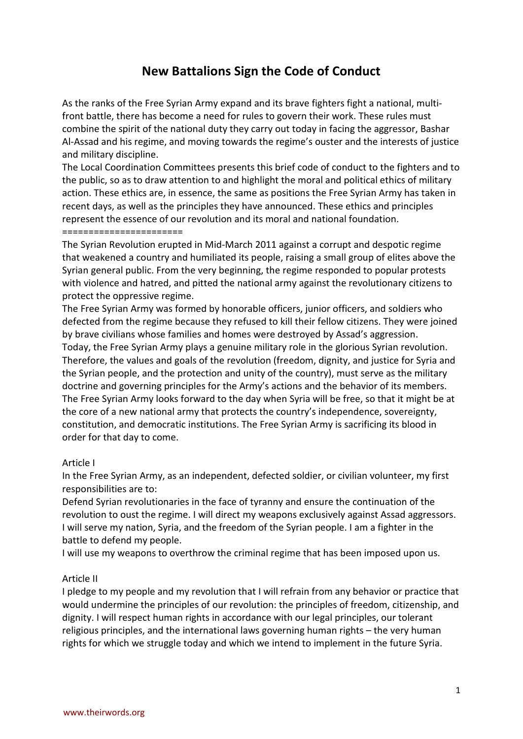# New Battalions Sign the Code of Conduct

As the ranks of the Free Syrian Army expand and its brave fighters fight a national, multi-front battle, there has become a need for rules to govern their work. These rules must combine the spirit of the national duty they carry out today in facing the aggressor, Bashar Al-Assad and his regime, and moving towards the regime's ouster and the interests of justice and military discipline.

The Local Coordination Committees presents this brief code of conduct to the fighters and to the public, so as to draw attention to and highlight the moral and political ethics of military action. These ethics are, in essence, the same as positions the Free Syrian Army has taken in recent days, as well as the principles they have announced. These ethics and principles represent the essence of our revolution and its moral and national foundation.

======================

The Syrian Revolution erupted in Mid-March 2011 against a corrupt and despotic regime that weakened a country and humiliated its people, raising a small group of elites above the Syrian general public. From the very beginning, the regime responded to popular protests with violence and hatred, and pitted the national army against the revolutionary citizens to protect the oppressive regime.

The Free Syrian Army was formed by honorable officers, junior officers, and soldiers who defected from the regime because they refused to kill their fellow citizens. They were joined by brave civilians whose families and homes were destroyed by Assad's aggression.

Today, the Free Syrian Army plays a genuine military role in the glorious Syrian revolution. Therefore, the values and goals of the revolution (freedom, dignity, and justice for Syria and the Syrian people, and the protection and unity of the country), must serve as the military doctrine and governing principles for the Army's actions and the behavior of its members.

The Free Syrian Army looks forward to the day when Syria will be free, so that it might be at the core of a new national army that protects the country's independence, sovereignty, constitution, and democratic institutions. The Free Syrian Army is sacrificing its blood in order for that day to come.

Article I

In the Free Syrian Army, as an independent, defected soldier, or civilian volunteer, my first responsibilities are to:

Defend Syrian revolutionaries in the face of tyranny and ensure the continuation of the revolution to oust the regime. I will direct my weapons exclusively against Assad aggressors. I will serve my nation, Syria, and the freedom of the Syrian people. I am a fighter in the battle to defend my people.

I will use my weapons to overthrow the criminal regime that has been imposed upon us.

Article II

I pledge to my people and my revolution that I will refrain from any behavior or practice that would undermine the principles of our revolution: the principles of freedom, citizenship, and dignity. I will respect human rights in accordance with our legal principles, our tolerant religious principles, and the international laws governing human rights – the very human rights for which we struggle today and which we intend to implement in the future Syria.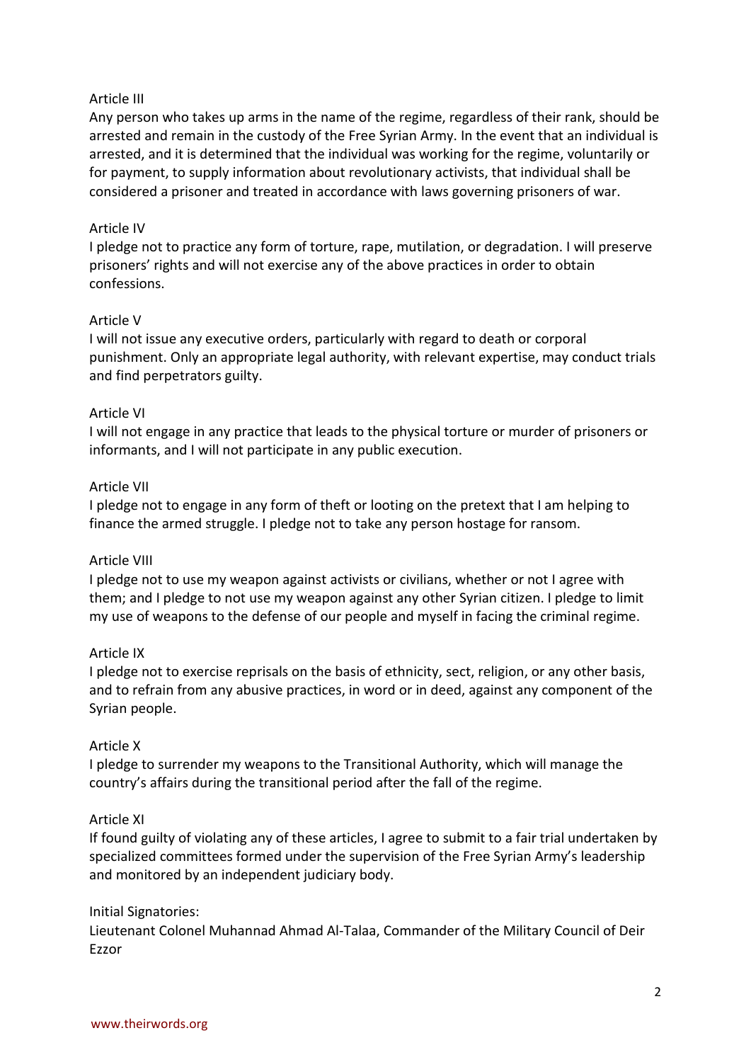## Article III

Any person who takes up arms in the name of the regime, regardless of their rank, should be arrested and remain in the custody of the Free Syrian Army. In the event that an individual is arrested, and it is determined that the individual was working for the regime, voluntarily or for payment, to supply information about revolutionary activists, that individual shall be considered a prisoner and treated in accordance with laws governing prisoners of war.

## Article IV

I pledge not to practice any form of torture, rape, mutilation, or degradation. I will preserve prisoners' rights and will not exercise any of the above practices in order to obtain confessions.

## Article V

I will not issue any executive orders, particularly with regard to death or corporal punishment. Only an appropriate legal authority, with relevant expertise, may conduct trials and find perpetrators guilty.

## Article VI

I will not engage in any practice that leads to the physical torture or murder of prisoners or informants, and I will not participate in any public execution.

## Article VII

I pledge not to engage in any form of theft or looting on the pretext that I am helping to finance the armed struggle. I pledge not to take any person hostage for ransom.

## Article VIII

I pledge not to use my weapon against activists or civilians, whether or not I agree with them; and I pledge to not use my weapon against any other Syrian citizen. I pledge to limit my use of weapons to the defense of our people and myself in facing the criminal regime.

## Article IX

I pledge not to exercise reprisals on the basis of ethnicity, sect, religion, or any other basis, and to refrain from any abusive practices, in word or in deed, against any component of the Syrian people.

## Article X

I pledge to surrender my weapons to the Transitional Authority, which will manage the country's affairs during the transitional period after the fall of the regime.

## Article XI

If found guilty of violating any of these articles, I agree to submit to a fair trial undertaken by specialized committees formed under the supervision of the Free Syrian Army's leadership and monitored by an independent judiciary body.

Initial Signatories:

Lieutenant Colonel Muhannad Ahmad Al-Talaa, Commander of the Military Council of Deir Ezzor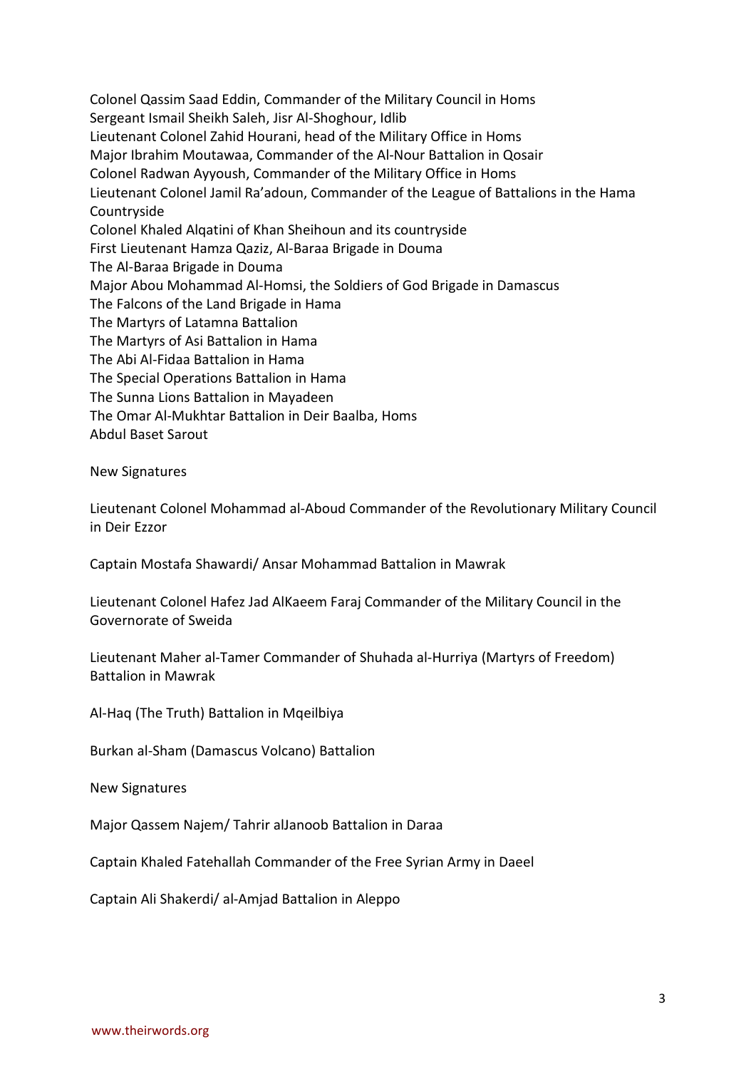Colonel Qassim Saad Eddin, Commander of the Military Council in Homs
Sergeant Ismail Sheikh Saleh, Jisr Al-Shoghour, Idlib
Lieutenant Colonel Zahid Hourani, head of the Military Office in Homs
Major Ibrahim Moutawaa, Commander of the Al-Nour Battalion in Qosair
Colonel Radwan Ayyoush, Commander of the Military Office in Homs
Lieutenant Colonel Jamil Ra'adoun, Commander of the League of Battalions in the Hama Countryside
Colonel Khaled Alqatini of Khan Sheihoun and its countryside
First Lieutenant Hamza Qaziz, Al-Baraa Brigade in Douma
The Al-Baraa Brigade in Douma
Major Abou Mohammad Al-Homsi, the Soldiers of God Brigade in Damascus
The Falcons of the Land Brigade in Hama
The Martyrs of Latamna Battalion
The Martyrs of Asi Battalion in Hama
The Abi Al-Fidaa Battalion in Hama
The Special Operations Battalion in Hama
The Sunna Lions Battalion in Mayadeen
The Omar Al-Mukhtar Battalion in Deir Baalba, Homs
Abdul Baset Sarout

New Signatures

Lieutenant Colonel Mohammad al-Aboud Commander of the Revolutionary Military Council in Deir Ezzor

Captain Mostafa Shawardi/ Ansar Mohammad Battalion in Mawrak

Lieutenant Colonel Hafez Jad AlKaeem Faraj Commander of the Military Council in the Governorate of Sweida

Lieutenant Maher al-Tamer Commander of Shuhada al-Hurriya (Martyrs of Freedom) Battalion in Mawrak

Al-Haq (The Truth) Battalion in Mqeilbiya

Burkan al-Sham (Damascus Volcano) Battalion

New Signatures

Major Qassem Najem/ Tahrir alJanoob Battalion in Daraa

Captain Khaled Fatehallah Commander of the Free Syrian Army in Daeel

Captain Ali Shakerdi/ al-Amjad Battalion in Aleppo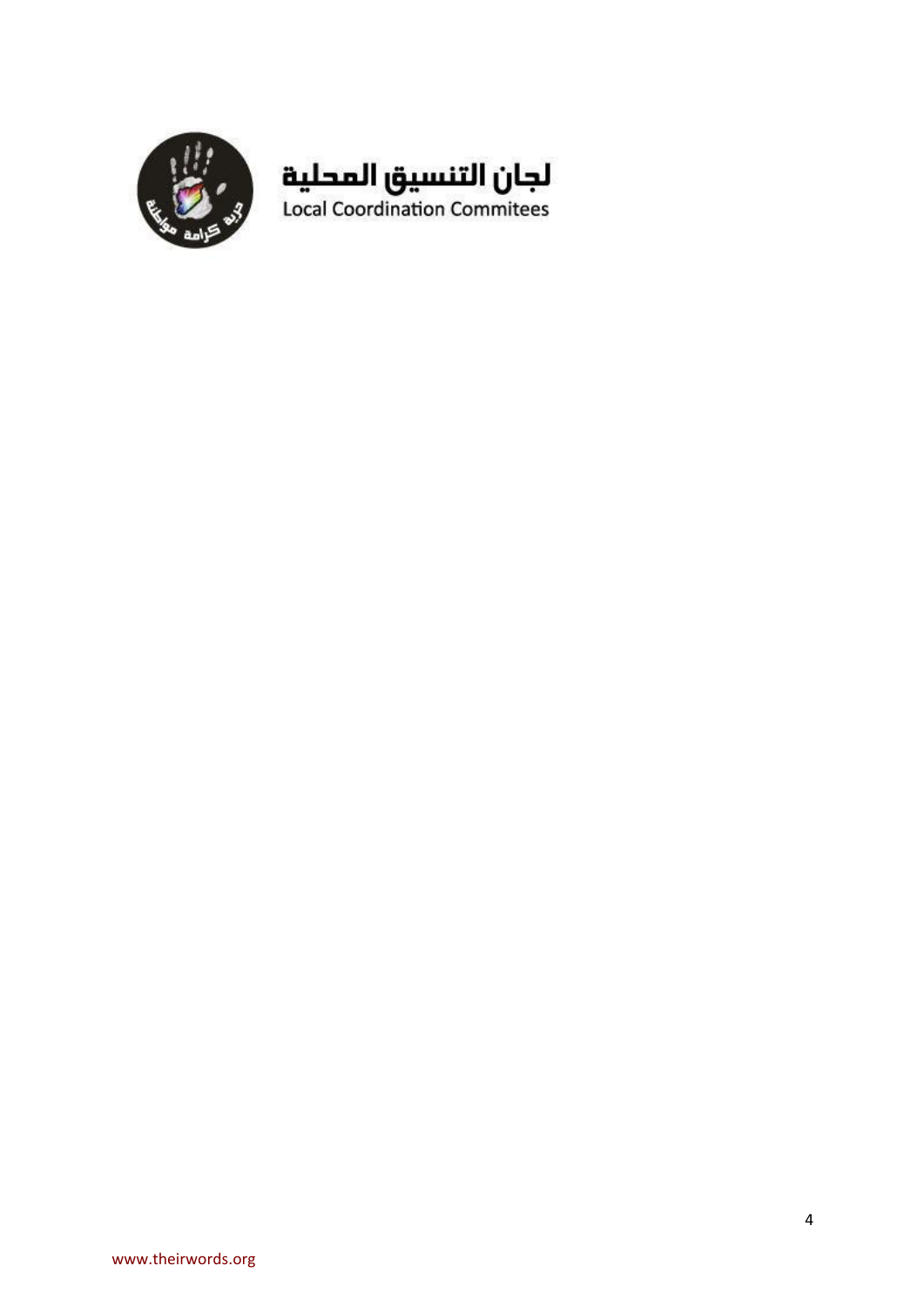لجان التنسيق المحلية

Local Coordination Commitees